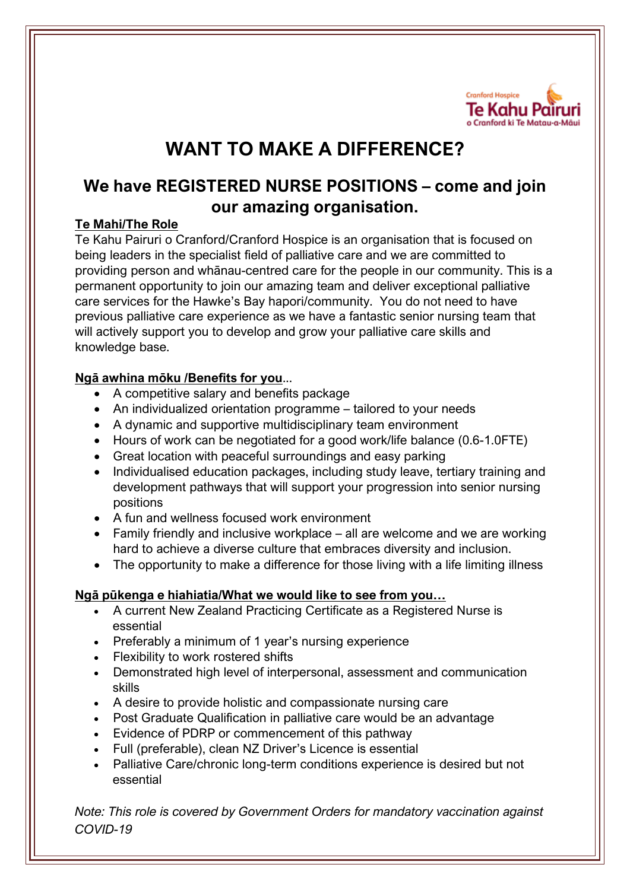Cranford Hospice
Te Kahu Pairuri
o Cranford ki Te Matau-a-Māui

# WANT TO MAKE A DIFFERENCE?

## We have REGISTERED NURSE POSITIONS – come and join our amazing organisation.

**Te Mahi/The Role**

Te Kahu Pairuri o Cranford/Cranford Hospice is an organisation that is focused on being leaders in the specialist field of palliative care and we are committed to providing person and whānau-centred care for the people in our community. This is a permanent opportunity to join our amazing team and deliver exceptional palliative care services for the Hawke's Bay hapori/community. You do not need to have previous palliative care experience as we have a fantastic senior nursing team that will actively support you to develop and grow your palliative care skills and knowledge base.

**Ngā awhina mōku /Benefits for you**...

- A competitive salary and benefits package
- An individualized orientation programme – tailored to your needs
- A dynamic and supportive multidisciplinary team environment
- Hours of work can be negotiated for a good work/life balance (0.6-1.0FTE)
- Great location with peaceful surroundings and easy parking
- Individualised education packages, including study leave, tertiary training and development pathways that will support your progression into senior nursing positions
- A fun and wellness focused work environment
- Family friendly and inclusive workplace – all are welcome and we are working hard to achieve a diverse culture that embraces diversity and inclusion.
- The opportunity to make a difference for those living with a life limiting illness

**Ngā pūkenga e hiahiatia/What we would like to see from you…**

- A current New Zealand Practicing Certificate as a Registered Nurse is essential
- Preferably a minimum of 1 year's nursing experience
- Flexibility to work rostered shifts
- Demonstrated high level of interpersonal, assessment and communication skills
- A desire to provide holistic and compassionate nursing care
- Post Graduate Qualification in palliative care would be an advantage
- Evidence of PDRP or commencement of this pathway
- Full (preferable), clean NZ Driver's Licence is essential
- Palliative Care/chronic long-term conditions experience is desired but not essential

*Note: This role is covered by Government Orders for mandatory vaccination against COVID-19*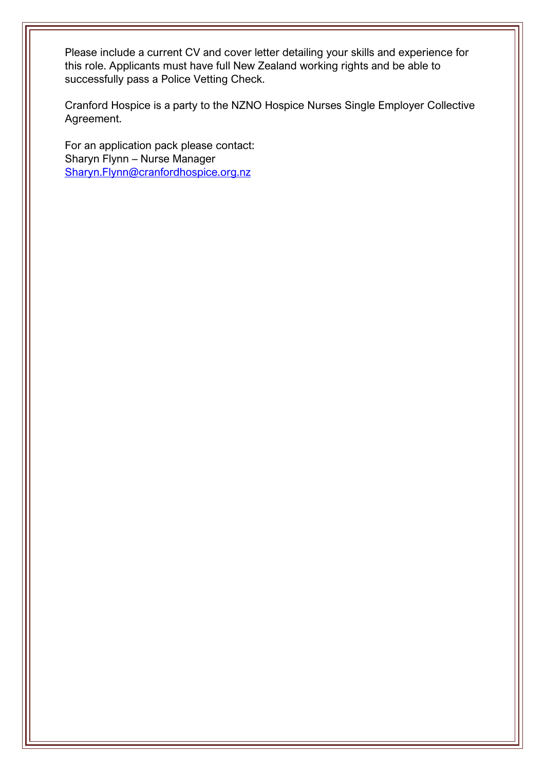Please include a current CV and cover letter detailing your skills and experience for this role. Applicants must have full New Zealand working rights and be able to successfully pass a Police Vetting Check.

Cranford Hospice is a party to the NZNO Hospice Nurses Single Employer Collective Agreement.

For an application pack please contact:
Sharyn Flynn – Nurse Manager
Sharyn.Flynn@cranfordhospice.org.nz